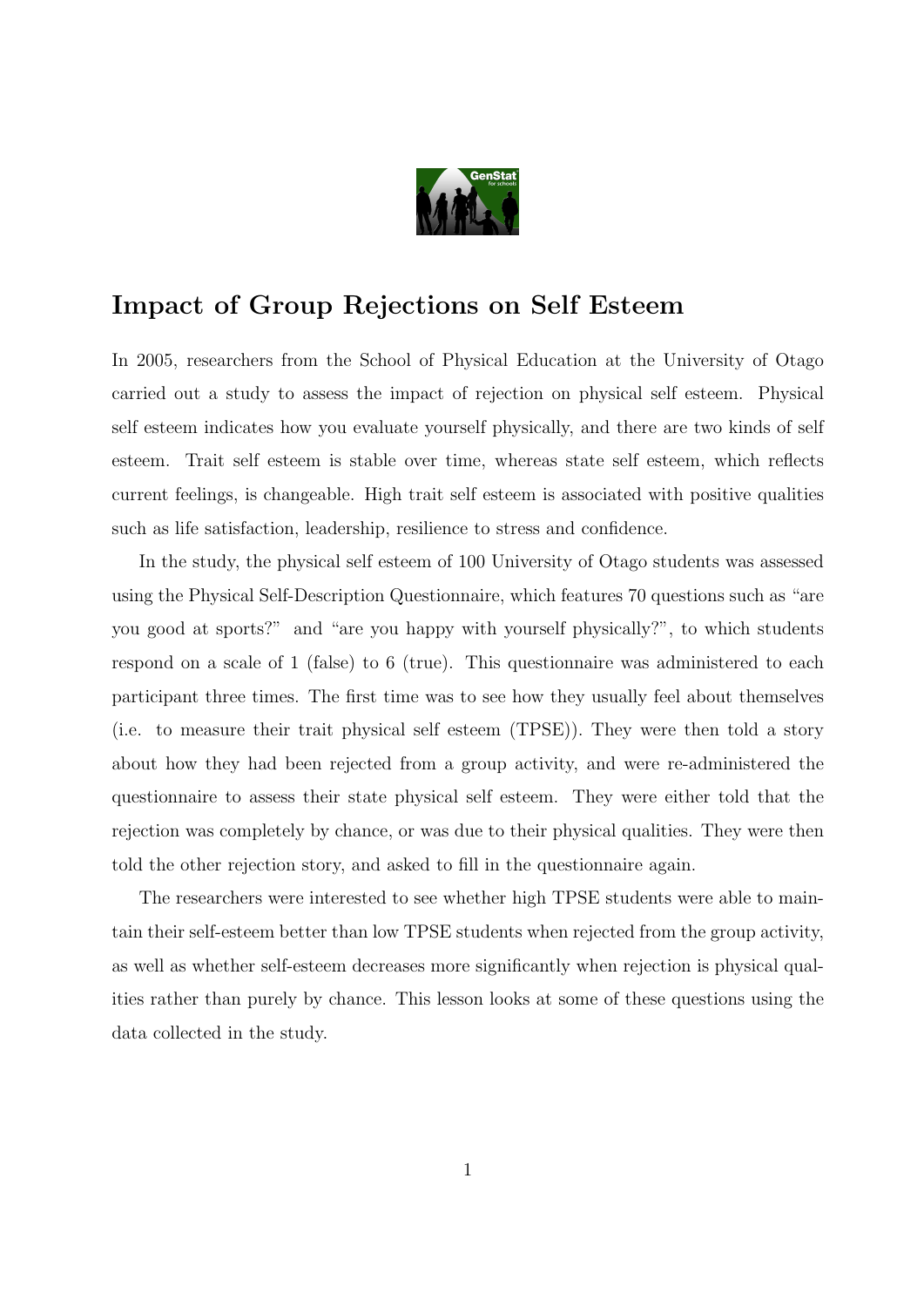# Impact of Group Rejections on Self Esteem

In 2005, researchers from the School of Physical Education at the University of Otago carried out a study to assess the impact of rejection on physical self esteem. Physical self esteem indicates how you evaluate yourself physically, and there are two kinds of self esteem. Trait self esteem is stable over time, whereas state self esteem, which reflects current feelings, is changeable. High trait self esteem is associated with positive qualities such as life satisfaction, leadership, resilience to stress and confidence.

In the study, the physical self esteem of 100 University of Otago students was assessed using the Physical Self-Description Questionnaire, which features 70 questions such as "are you good at sports?" and "are you happy with yourself physically?", to which students respond on a scale of 1 (false) to 6 (true). This questionnaire was administered to each participant three times. The first time was to see how they usually feel about themselves (i.e. to measure their trait physical self esteem (TPSE)). They were then told a story about how they had been rejected from a group activity, and were re-administered the questionnaire to assess their state physical self esteem. They were either told that the rejection was completely by chance, or was due to their physical qualities. They were then told the other rejection story, and asked to fill in the questionnaire again.

The researchers were interested to see whether high TPSE students were able to maintain their self-esteem better than low TPSE students when rejected from the group activity, as well as whether self-esteem decreases more significantly when rejection is physical qualities rather than purely by chance. This lesson looks at some of these questions using the data collected in the study.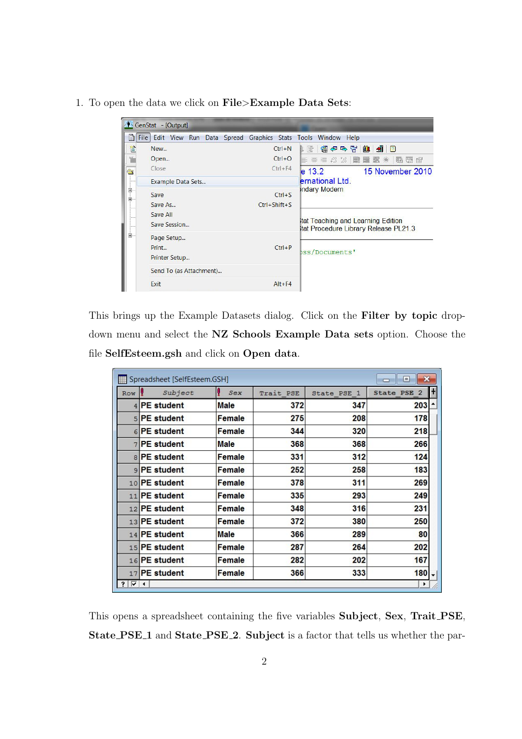1. To open the data we click on **File>Example Data Sets**:

   This brings up the Example Datasets dialog. Click on the **Filter by topic** drop-down menu and select the **NZ Schools Example Data sets** option. Choose the file **SelfEsteem.gsh** and click on **Open data**.

   This opens a spreadsheet containing the five variables **Subject**, **Sex**, **Trait_PSE**, **State_PSE_1** and **State_PSE_2**. **Subject** is a factor that tells us whether the par-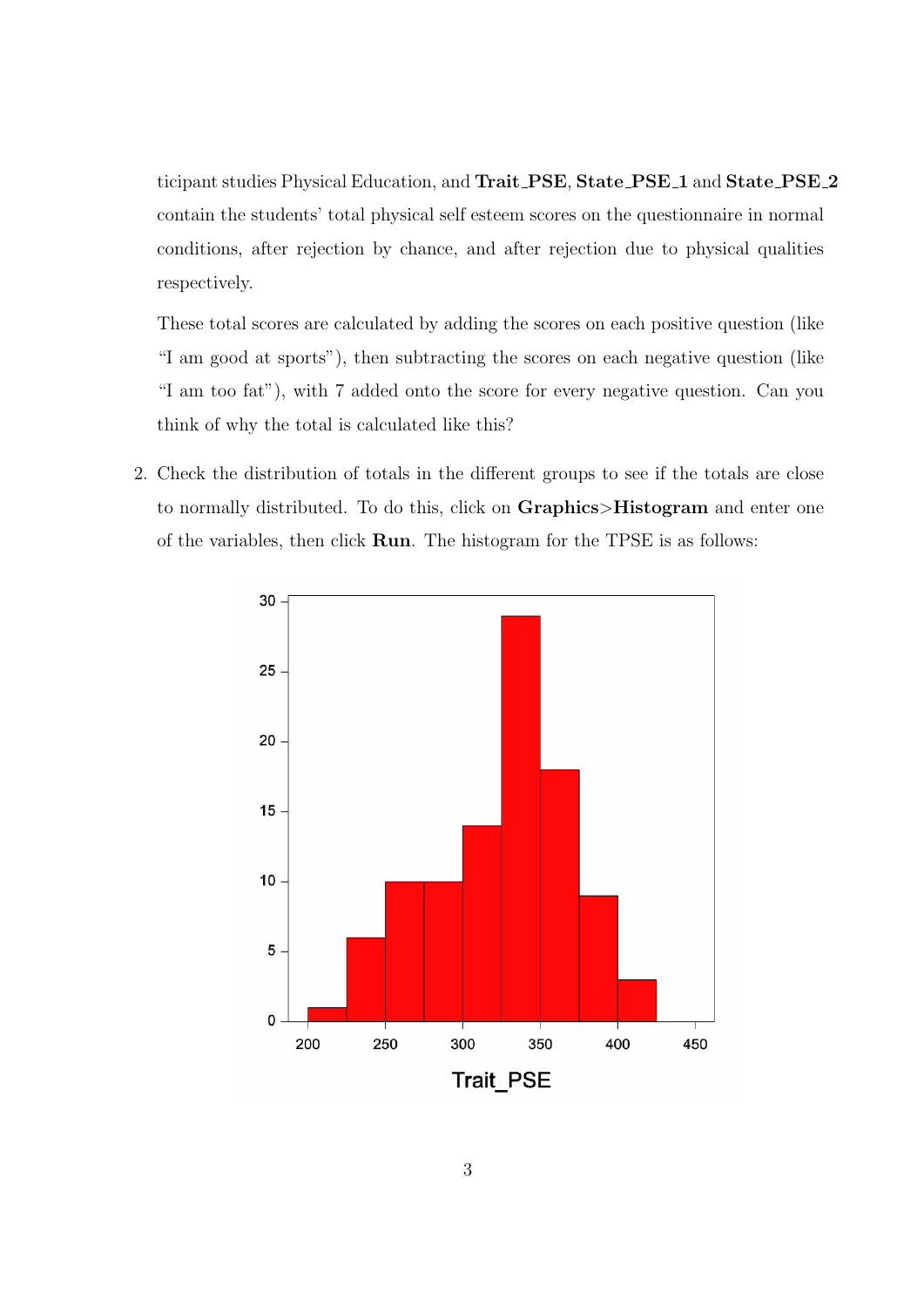ticipant studies Physical Education, and **Trait_PSE**, **State_PSE_1** and **State_PSE_2** contain the students' total physical self esteem scores on the questionnaire in normal conditions, after rejection by chance, and after rejection due to physical qualities respectively.

These total scores are calculated by adding the scores on each positive question (like "I am good at sports"), then subtracting the scores on each negative question (like "I am too fat"), with 7 added onto the score for every negative question. Can you think of why the total is calculated like this?

2. Check the distribution of totals in the different groups to see if the totals are close to normally distributed. To do this, click on **Graphics**>**Histogram** and enter one of the variables, then click **Run**. The histogram for the TPSE is as follows: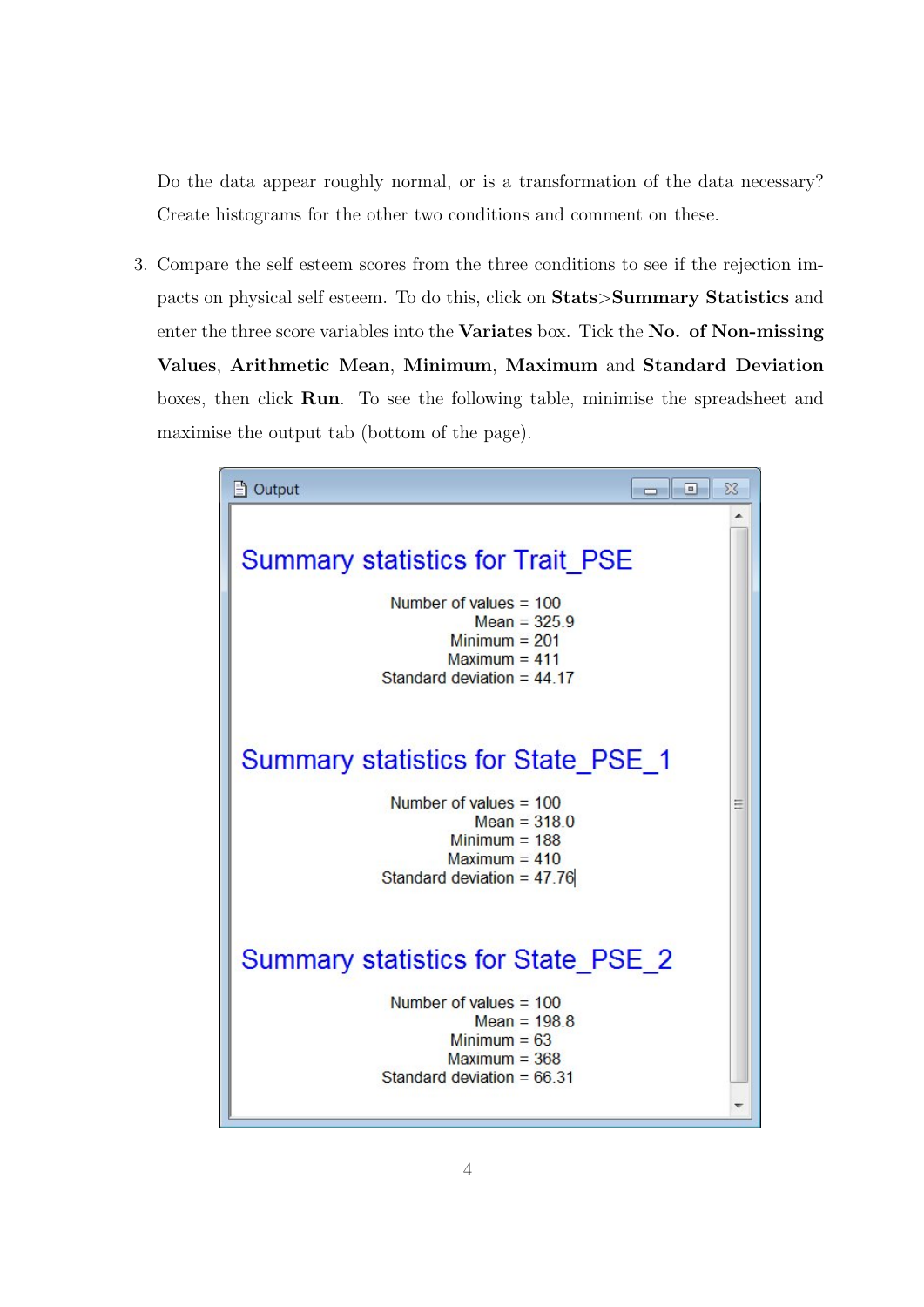Do the data appear roughly normal, or is a transformation of the data necessary? Create histograms for the other two conditions and comment on these.

3. Compare the self esteem scores from the three conditions to see if the rejection impacts on physical self esteem. To do this, click on **Stats**>**Summary Statistics** and enter the three score variables into the **Variates** box. Tick the **No. of Non-missing Values**, **Arithmetic Mean**, **Minimum**, **Maximum** and **Standard Deviation** boxes, then click **Run**. To see the following table, minimise the spreadsheet and maximise the output tab (bottom of the page).

Output

## Summary statistics for Trait_PSE

Number of values = 100
Mean = 325.9
Minimum = 201
Maximum = 411
Standard deviation = 44.17

## Summary statistics for State_PSE_1

Number of values = 100
Mean = 318.0
Minimum = 188
Maximum = 410
Standard deviation = 47.76

## Summary statistics for State_PSE_2

Number of values = 100
Mean = 198.8
Minimum = 63
Maximum = 368
Standard deviation = 66.31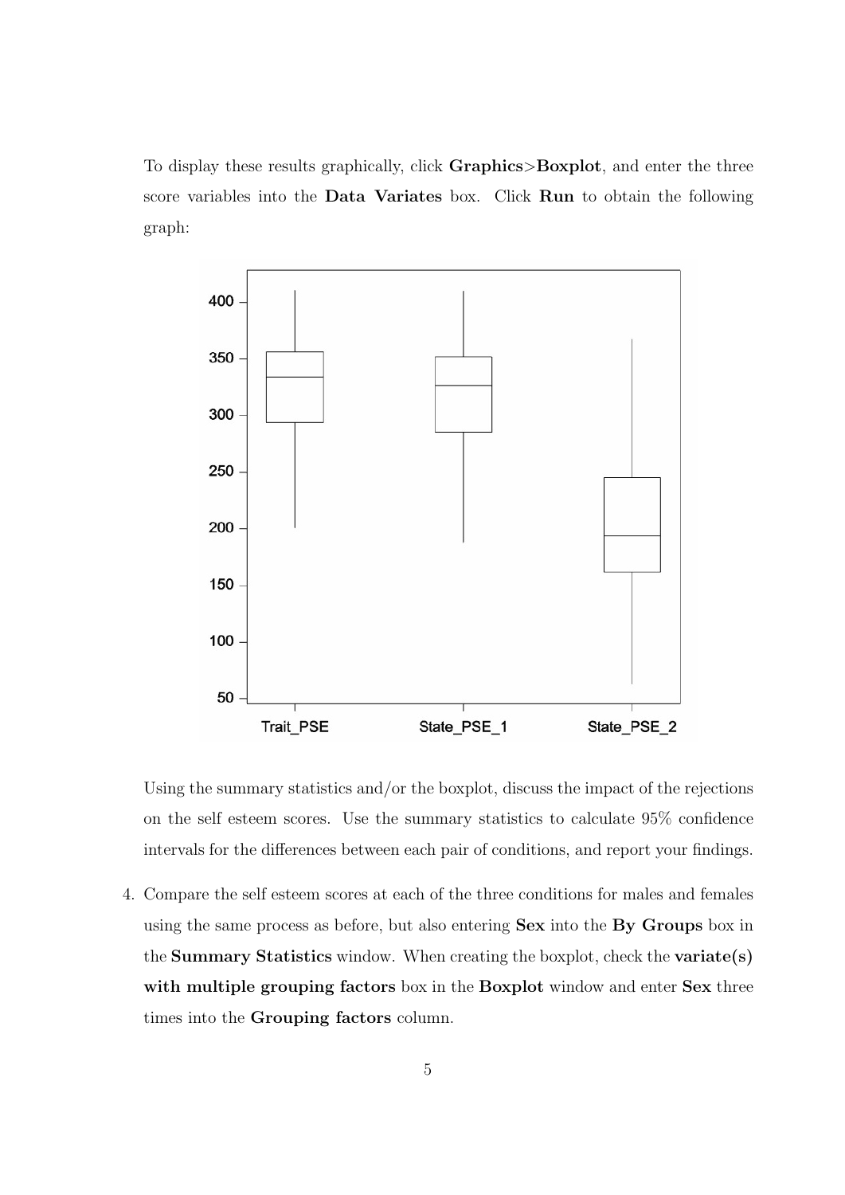To display these results graphically, click **Graphics>Boxplot**, and enter the three score variables into the **Data Variates** box. Click **Run** to obtain the following graph:

Using the summary statistics and/or the boxplot, discuss the impact of the rejections on the self esteem scores. Use the summary statistics to calculate 95% confidence intervals for the differences between each pair of conditions, and report your findings.

4. Compare the self esteem scores at each of the three conditions for males and females using the same process as before, but also entering **Sex** into the **By Groups** box in the **Summary Statistics** window. When creating the boxplot, check the **variate(s) with multiple grouping factors** box in the **Boxplot** window and enter **Sex** three times into the **Grouping factors** column.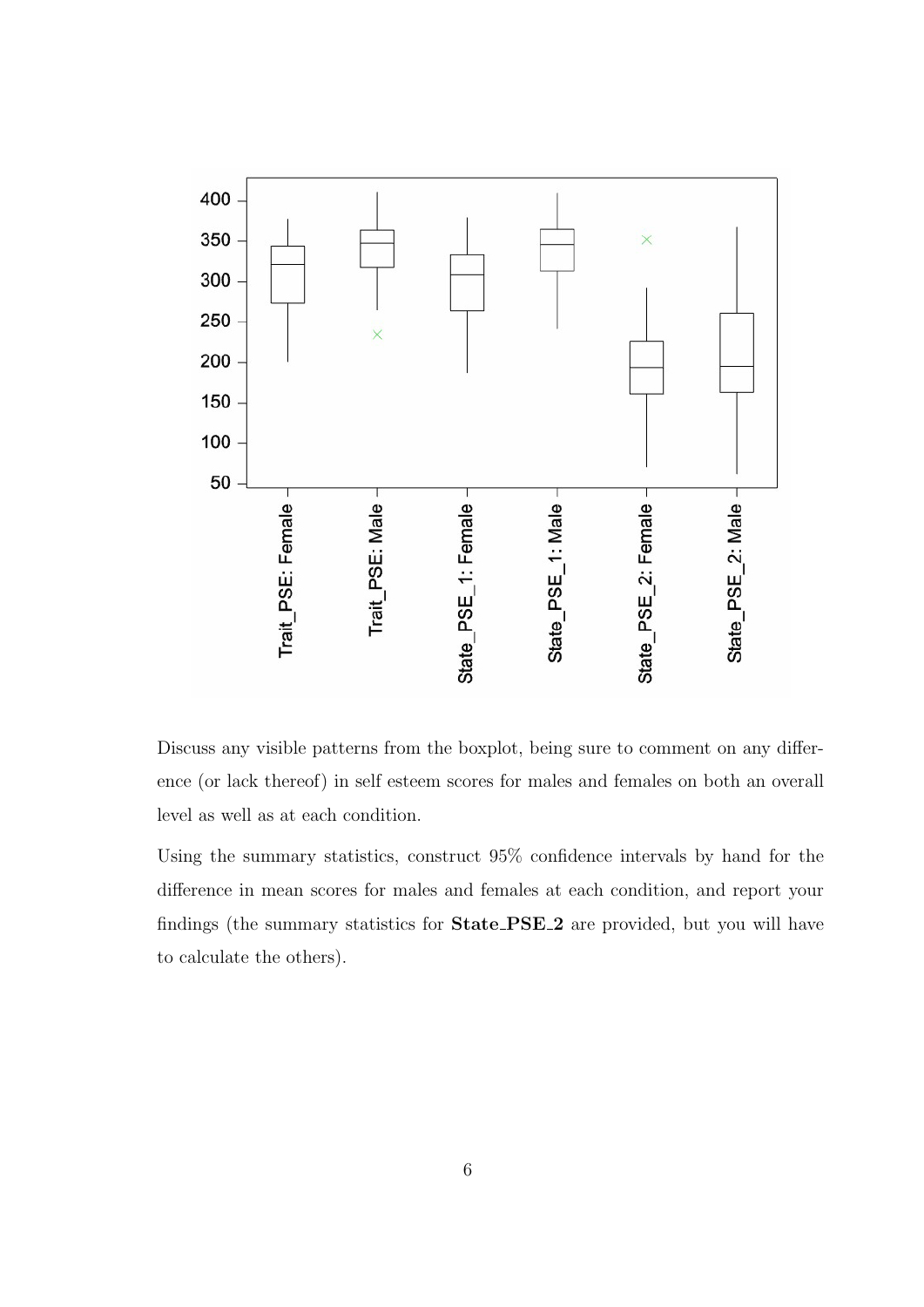Discuss any visible patterns from the boxplot, being sure to comment on any difference (or lack thereof) in self esteem scores for males and females on both an overall level as well as at each condition.

Using the summary statistics, construct 95% confidence intervals by hand for the difference in mean scores for males and females at each condition, and report your findings (the summary statistics for **State_PSE_2** are provided, but you will have to calculate the others).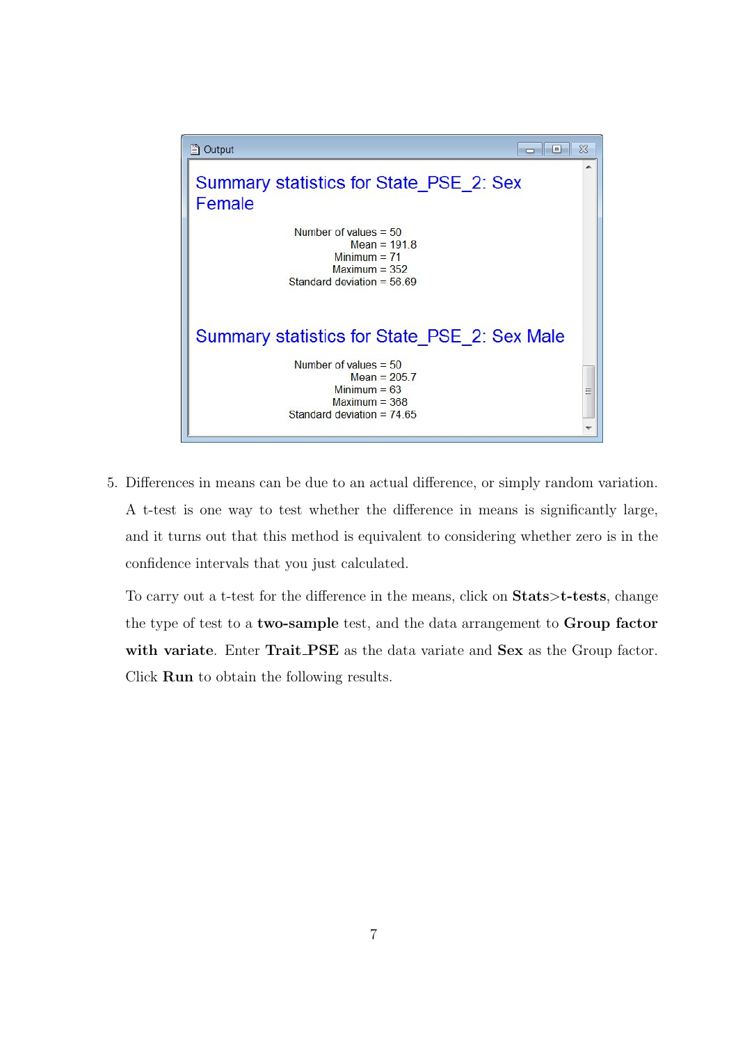**Output**

## Summary statistics for State_PSE_2: Sex Female

Number of values = 50
Mean = 191.8
Minimum = 71
Maximum = 352
Standard deviation = 56.69

## Summary statistics for State_PSE_2: Sex Male

Number of values = 50
Mean = 205.7
Minimum = 63
Maximum = 368
Standard deviation = 74.65

5. Differences in means can be due to an actual difference, or simply random variation. A t-test is one way to test whether the difference in means is significantly large, and it turns out that this method is equivalent to considering whether zero is in the confidence intervals that you just calculated.

   To carry out a t-test for the difference in the means, click on **Stats>t-tests**, change the type of test to a **two-sample** test, and the data arrangement to **Group factor with variate**. Enter **Trait_PSE** as the data variate and **Sex** as the Group factor. Click **Run** to obtain the following results.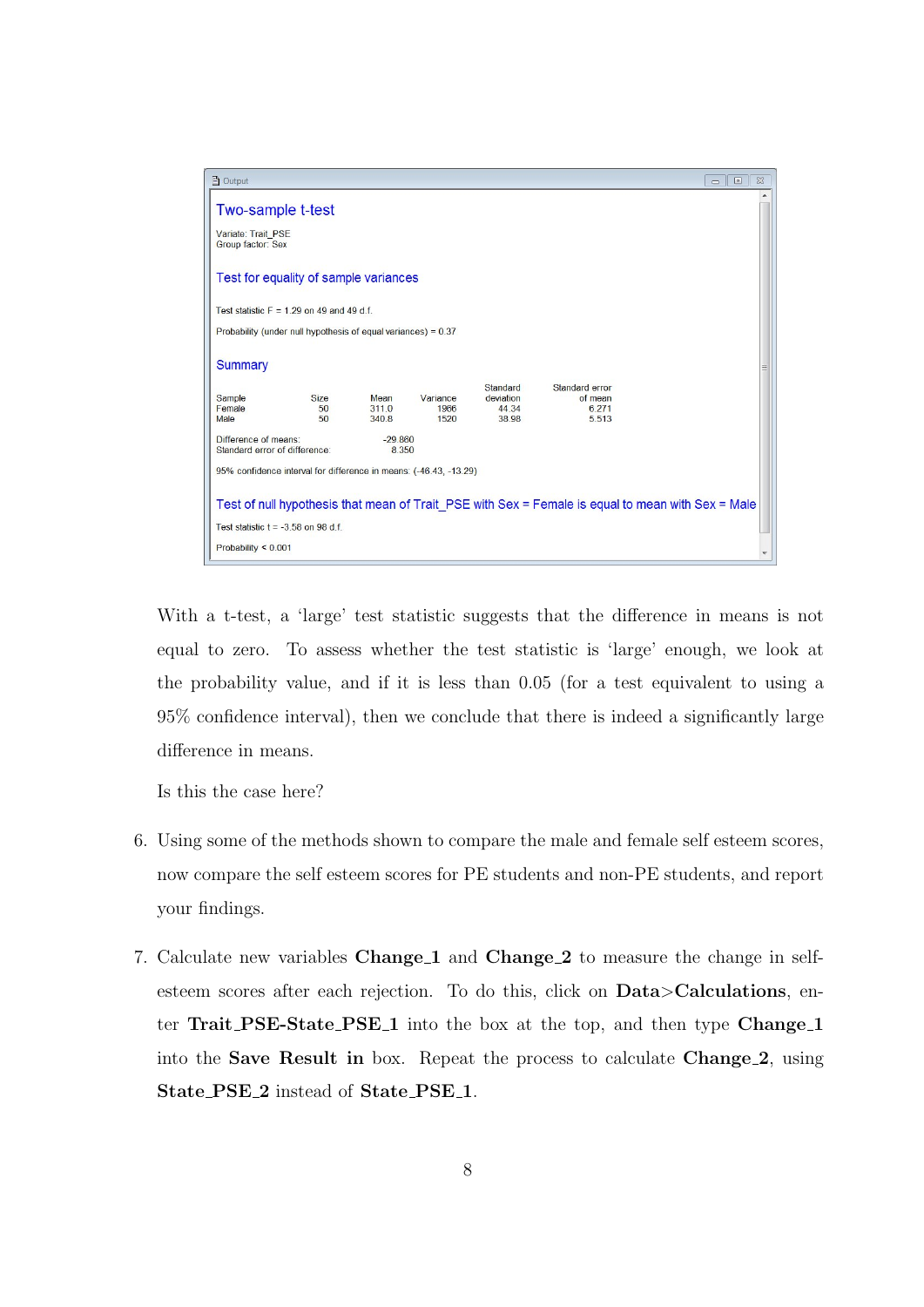```
Output

Two-sample t-test

Variate: Trait_PSE
Group factor: Sex

Test for equality of sample variances

Test statistic F = 1.29 on 49 and 49 d.f.

Probability (under null hypothesis of equal variances) = 0.37

Summary

                                                        Standard    Standard error
Sample          Size      Mean      Variance     deviation         of mean
Female            50     311.0          1966         44.34            6.271
Male              50     340.8          1520         38.98            5.513

Difference of means:              -29.860
Standard error of difference:       8.350

95% confidence interval for difference in means: (-46.43, -13.29)

Test of null hypothesis that mean of Trait_PSE with Sex = Female is equal to mean with Sex = Male

Test statistic t = -3.58 on 98 d.f.

Probability < 0.001
```

With a t-test, a 'large' test statistic suggests that the difference in means is not equal to zero. To assess whether the test statistic is 'large' enough, we look at the probability value, and if it is less than 0.05 (for a test equivalent to using a 95% confidence interval), then we conclude that there is indeed a significantly large difference in means.

Is this the case here?

6. Using some of the methods shown to compare the male and female self esteem scores, now compare the self esteem scores for PE students and non-PE students, and report your findings.

7. Calculate new variables **Change_1** and **Change_2** to measure the change in self-esteem scores after each rejection. To do this, click on **Data>Calculations**, enter **Trait_PSE-State_PSE_1** into the box at the top, and then type **Change_1** into the **Save Result in** box. Repeat the process to calculate **Change_2**, using **State_PSE_2** instead of **State_PSE_1**.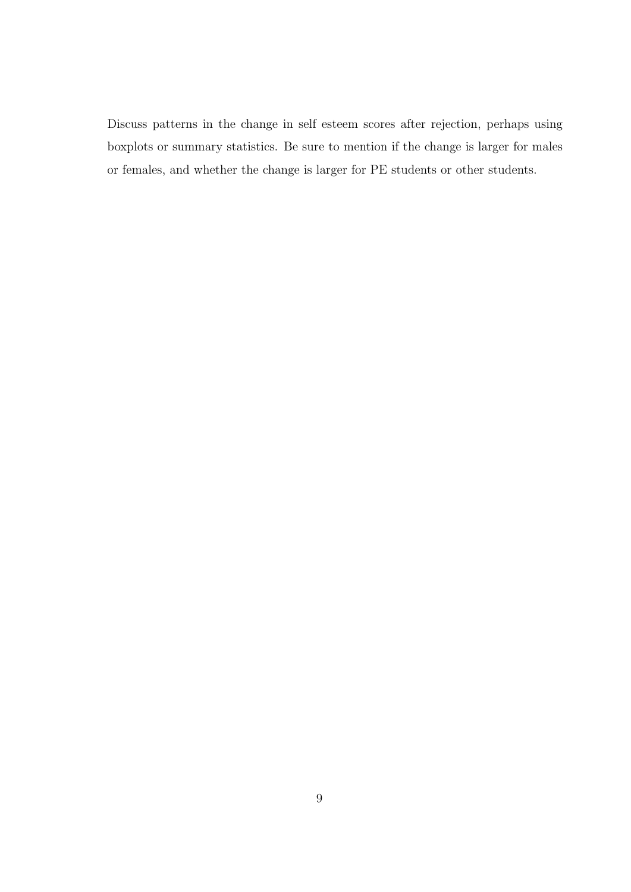Discuss patterns in the change in self esteem scores after rejection, perhaps using boxplots or summary statistics. Be sure to mention if the change is larger for males or females, and whether the change is larger for PE students or other students.